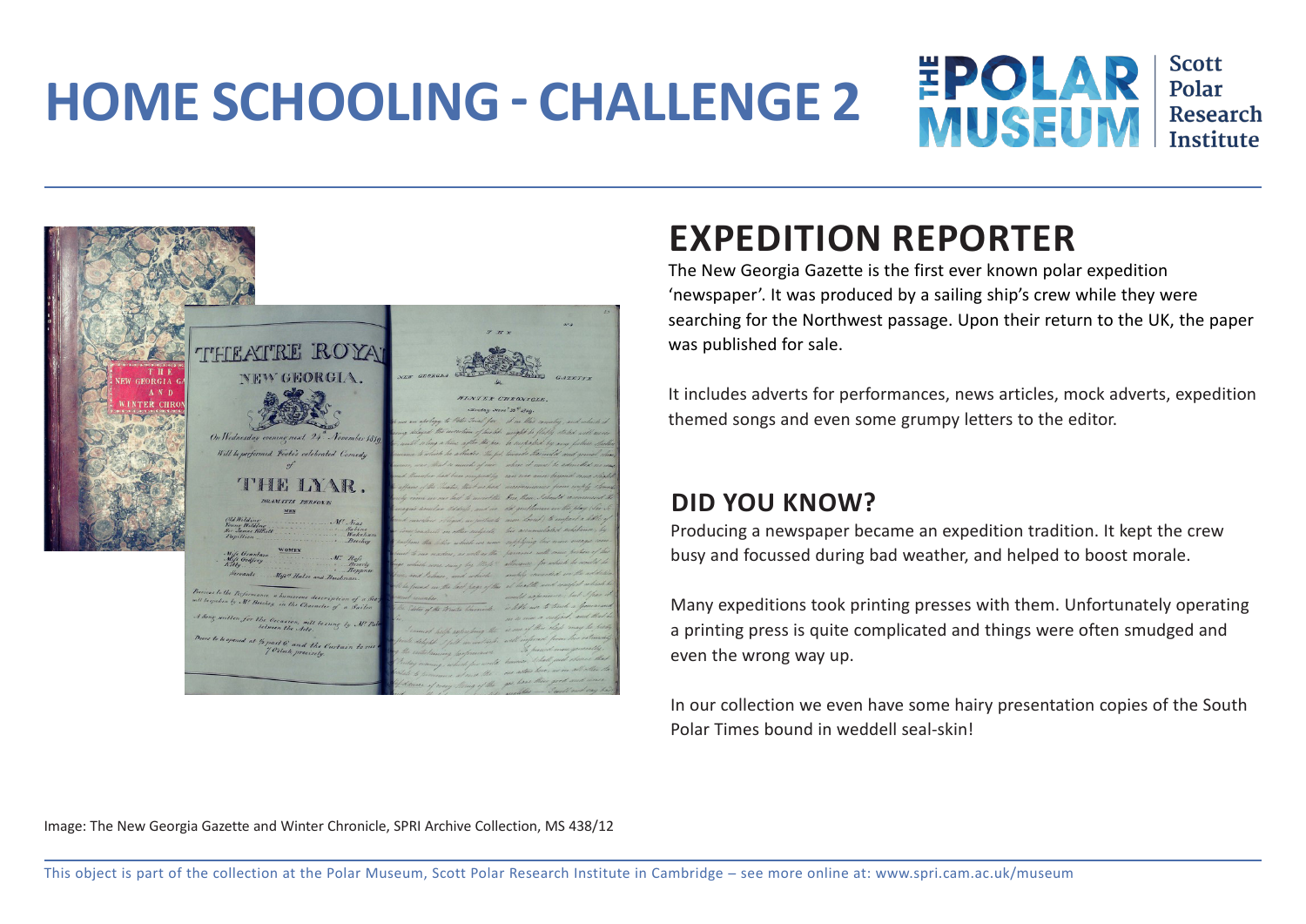# HOME SCHOOLING - CHALLENGE 2

## EXPEDITION REPORTER

The New Georgia Gazette is the first ever known polar expedition 'newspaper'. It was produced by a sailing ship's crew while they were searching for the Northwest passage. Upon their return to the UK, the paper was published for sale.

It includes adverts for performances, news articles, mock adverts, expedition themed songs and even some grumpy letters to the editor.

### DID YOU KNOW?

Producing a newspaper became an expedition tradition. It kept the crew busy and focussed during bad weather, and helped to boost morale.

Many expeditions took printing presses with them. Unfortunately operating a printing press is quite complicated and things were often smudged and even the wrong way up.

In our collection we even have some hairy presentation copies of the South Polar Times bound in weddell seal-skin!

Image: The New Georgia Gazette and Winter Chronicle, SPRI Archive Collection, MS 438/12

This object is part of the collection at the Polar Museum, Scott Polar Research Institute in Cambridge – see more online at: www.spri.cam.ac.uk/museum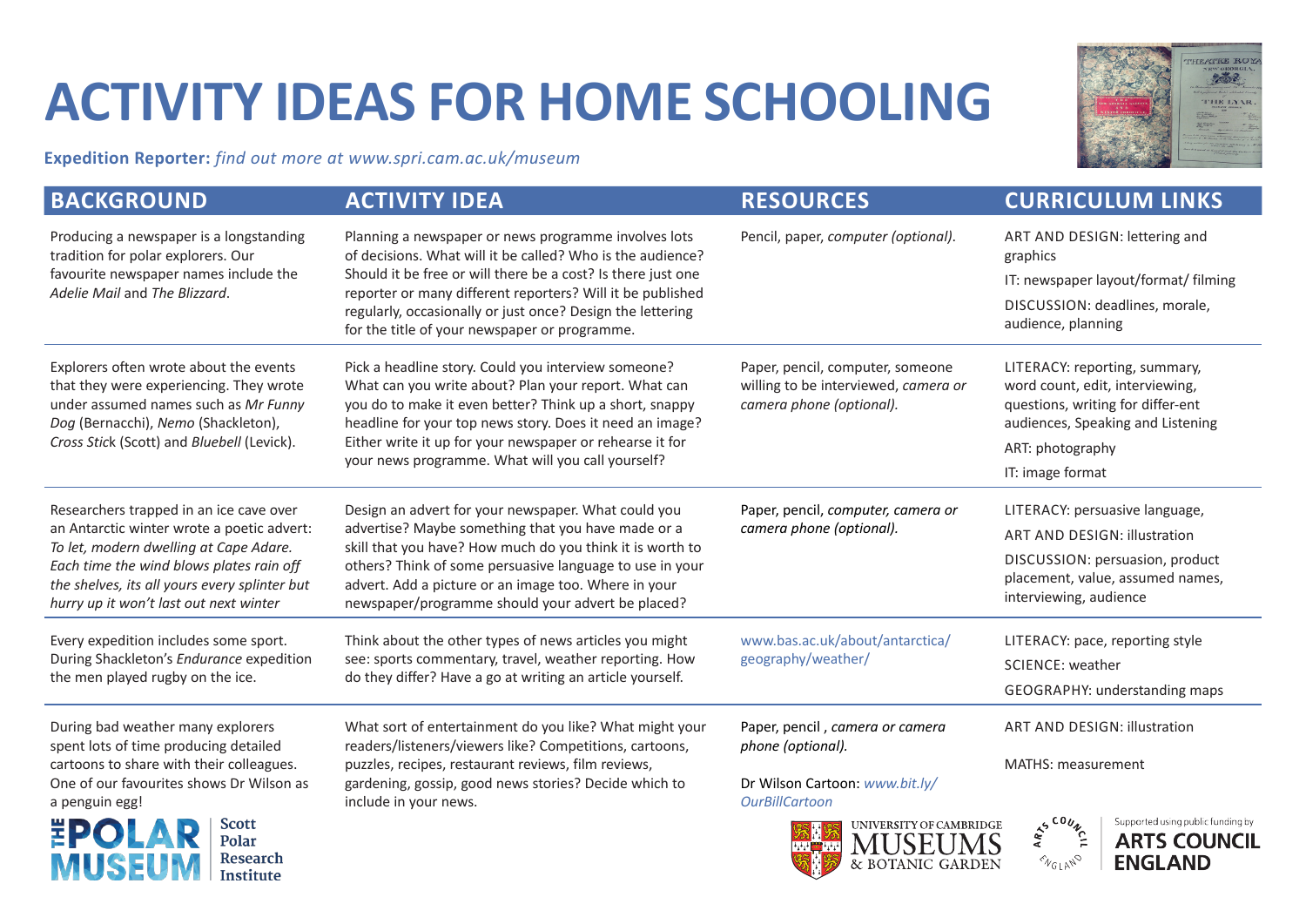# ACTIVITY IDEAS FOR HOME SCHOOLING

**Expedition Reporter:** *find out more at www.spri.cam.ac.uk/museum*

| BACKGROUND | ACTIVITY IDEA | RESOURCES | CURRICULUM LINKS |
|---|---|---|---|
| Producing a newspaper is a longstanding tradition for polar explorers. Our favourite newspaper names include the *Adelie Mail* and *The Blizzard*. | Planning a newspaper or news programme involves lots of decisions. What will it be called? Who is the audience? Should it be free or will there be a cost? Is there just one reporter or many different reporters? Will it be published regularly, occasionally or just once? Design the lettering for the title of your newspaper or programme. | Pencil, paper, *computer (optional)*. | ART AND DESIGN: lettering and graphics<br>IT: newspaper layout/format/ filming<br>DISCUSSION: deadlines, morale, audience, planning |
| Explorers often wrote about the events that they were experiencing. They wrote under assumed names such as *Mr Funny Dog* (Bernacchi), *Nemo* (Shackleton), *Cross Stick* (Scott) and *Bluebell* (Levick). | Pick a headline story. Could you interview someone? What can you write about? Plan your report. What can you do to make it even better? Think up a short, snappy headline for your top news story. Does it need an image? Either write it up for your newspaper or rehearse it for your news programme. What will you call yourself? | Paper, pencil, computer, someone willing to be interviewed, *camera or camera phone (optional).* | LITERACY: reporting, summary, word count, edit, interviewing, questions, writing for differ-ent audiences, Speaking and Listening<br>ART: photography<br>IT: image format |
| Researchers trapped in an ice cave over an Antarctic winter wrote a poetic advert: *To let, modern dwelling at Cape Adare. Each time the wind blows plates rain off the shelves, its all yours every splinter but hurry up it won't last out next winter* | Design an advert for your newspaper. What could you advertise? Maybe something that you have made or a skill that you have? How much do you think it is worth to others? Think of some persuasive language to use in your advert. Add a picture or an image too. Where in your newspaper/programme should your advert be placed? | Paper, pencil, *computer, camera or camera phone (optional).* | LITERACY: persuasive language,<br>ART AND DESIGN: illustration<br>DISCUSSION: persuasion, product placement, value, assumed names, interviewing, audience |
| Every expedition includes some sport. During Shackleton's *Endurance* expedition the men played rugby on the ice. | Think about the other types of news articles you might see: sports commentary, travel, weather reporting. How do they differ? Have a go at writing an article yourself. | www.bas.ac.uk/about/antarctica/geography/weather/ | LITERACY: pace, reporting style<br>SCIENCE: weather<br>GEOGRAPHY: understanding maps |
| During bad weather many explorers spent lots of time producing detailed cartoons to share with their colleagues. One of our favourites shows Dr Wilson as a penguin egg! | What sort of entertainment do you like? What might your readers/listeners/viewers like? Competitions, cartoons, puzzles, recipes, restaurant reviews, film reviews, gardening, gossip, good news stories? Decide which to include in your news. | Paper, pencil , *camera or camera phone (optional).*<br><br>Dr Wilson Cartoon: *www.bit.ly/OurBillCartoon* | ART AND DESIGN: illustration<br><br>MATHS: measurement |

THE POLAR MUSEUM | Scott Polar Research Institute

UNIVERSITY OF CAMBRIDGE MUSEUMS & BOTANIC GARDEN

Supported using public funding by ARTS COUNCIL ENGLAND